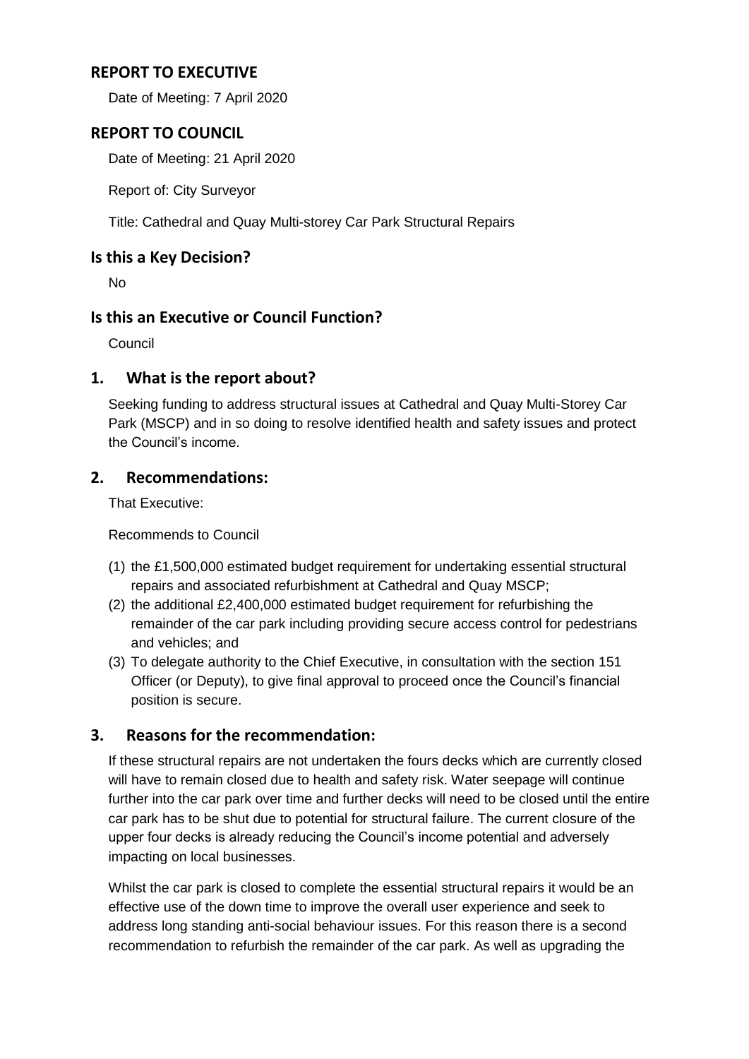## REPORT TO EXECUTIVE

Date of Meeting: 7 April 2020

## REPORT TO COUNCIL

Date of Meeting: 21 April 2020

Report of: City Surveyor

Title: Cathedral and Quay Multi-storey Car Park Structural Repairs

## Is this a Key Decision?

No

## Is this an Executive or Council Function?

Council

## 1. What is the report about?

Seeking funding to address structural issues at Cathedral and Quay Multi-Storey Car Park (MSCP) and in so doing to resolve identified health and safety issues and protect the Council's income.

## 2. Recommendations:

That Executive:

Recommends to Council

(1) the £1,500,000 estimated budget requirement for undertaking essential structural repairs and associated refurbishment at Cathedral and Quay MSCP;
(2) the additional £2,400,000 estimated budget requirement for refurbishing the remainder of the car park including providing secure access control for pedestrians and vehicles; and
(3) To delegate authority to the Chief Executive, in consultation with the section 151 Officer (or Deputy), to give final approval to proceed once the Council's financial position is secure.

## 3. Reasons for the recommendation:

If these structural repairs are not undertaken the fours decks which are currently closed will have to remain closed due to health and safety risk. Water seepage will continue further into the car park over time and further decks will need to be closed until the entire car park has to be shut due to potential for structural failure. The current closure of the upper four decks is already reducing the Council's income potential and adversely impacting on local businesses.

Whilst the car park is closed to complete the essential structural repairs it would be an effective use of the down time to improve the overall user experience and seek to address long standing anti-social behaviour issues. For this reason there is a second recommendation to refurbish the remainder of the car park. As well as upgrading the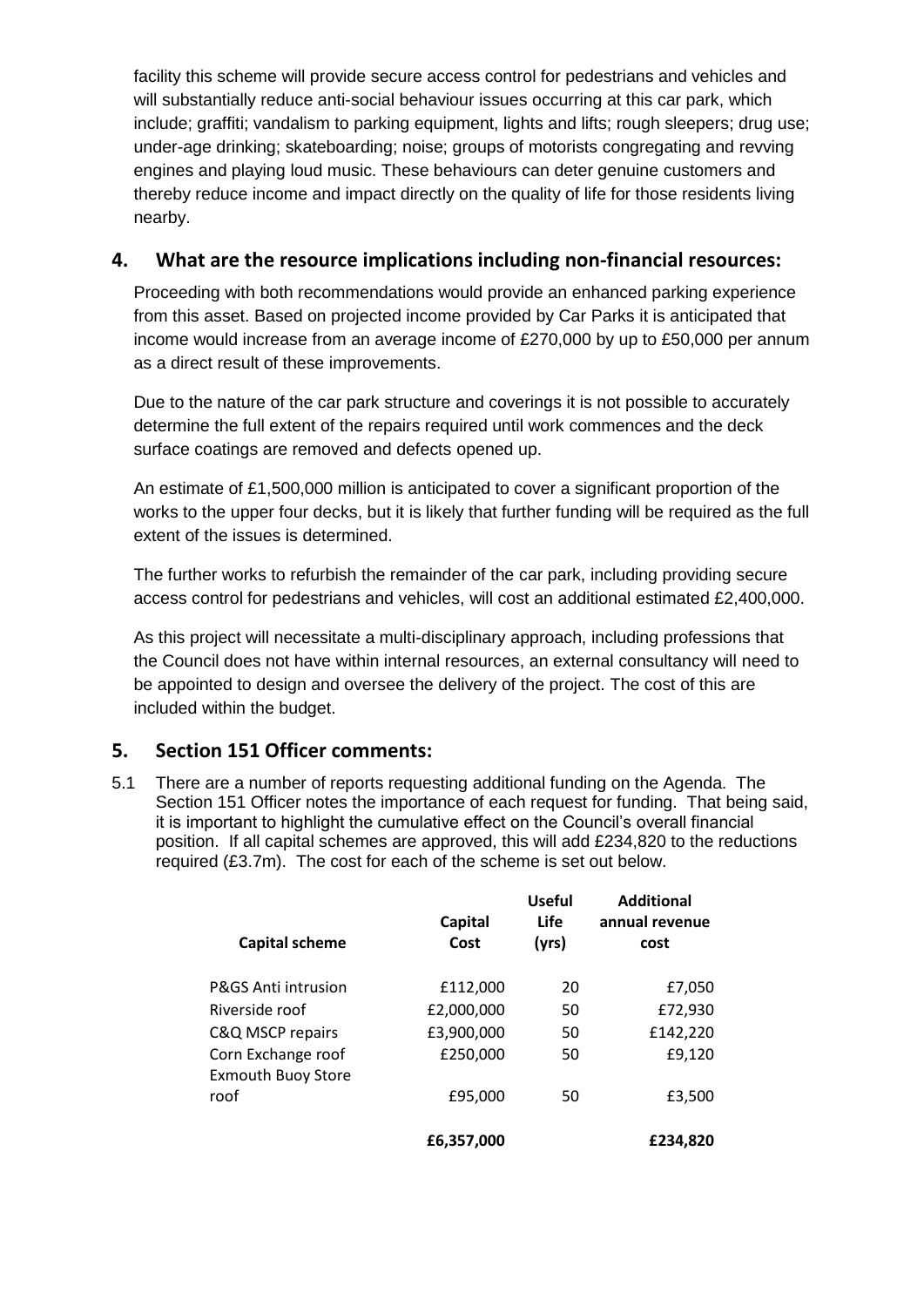facility this scheme will provide secure access control for pedestrians and vehicles and will substantially reduce anti-social behaviour issues occurring at this car park, which include; graffiti; vandalism to parking equipment, lights and lifts; rough sleepers; drug use; under-age drinking; skateboarding; noise; groups of motorists congregating and revving engines and playing loud music. These behaviours can deter genuine customers and thereby reduce income and impact directly on the quality of life for those residents living nearby.

## 4. What are the resource implications including non-financial resources:

Proceeding with both recommendations would provide an enhanced parking experience from this asset. Based on projected income provided by Car Parks it is anticipated that income would increase from an average income of £270,000 by up to £50,000 per annum as a direct result of these improvements.

Due to the nature of the car park structure and coverings it is not possible to accurately determine the full extent of the repairs required until work commences and the deck surface coatings are removed and defects opened up.

An estimate of £1,500,000 million is anticipated to cover a significant proportion of the works to the upper four decks, but it is likely that further funding will be required as the full extent of the issues is determined.

The further works to refurbish the remainder of the car park, including providing secure access control for pedestrians and vehicles, will cost an additional estimated £2,400,000.

As this project will necessitate a multi-disciplinary approach, including professions that the Council does not have within internal resources, an external consultancy will need to be appointed to design and oversee the delivery of the project. The cost of this are included within the budget.

## 5. Section 151 Officer comments:

5.1 There are a number of reports requesting additional funding on the Agenda. The Section 151 Officer notes the importance of each request for funding. That being said, it is important to highlight the cumulative effect on the Council's overall financial position. If all capital schemes are approved, this will add £234,820 to the reductions required (£3.7m). The cost for each of the scheme is set out below.

| Capital scheme | Capital Cost | Useful Life (yrs) | Additional annual revenue cost |
|---|---|---|---|
| P&GS Anti intrusion | £112,000 | 20 | £7,050 |
| Riverside roof | £2,000,000 | 50 | £72,930 |
| C&Q MSCP repairs | £3,900,000 | 50 | £142,220 |
| Corn Exchange roof | £250,000 | 50 | £9,120 |
| Exmouth Buoy Store roof | £95,000 | 50 | £3,500 |
| | **£6,357,000** | | **£234,820** |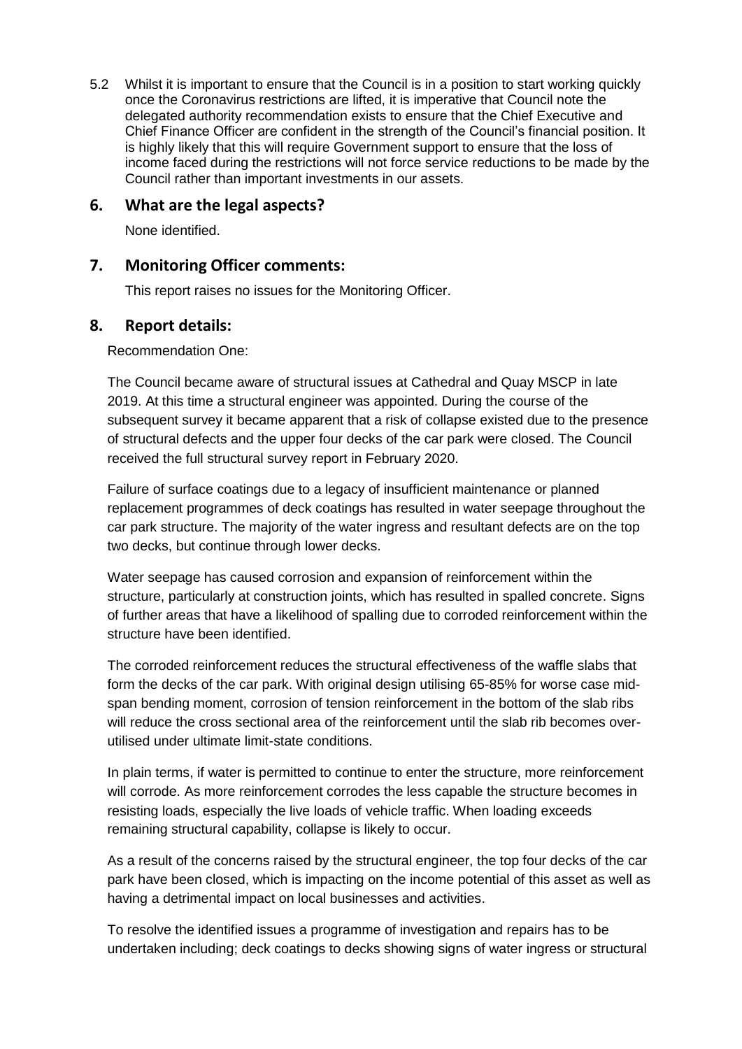5.2 Whilst it is important to ensure that the Council is in a position to start working quickly once the Coronavirus restrictions are lifted, it is imperative that Council note the delegated authority recommendation exists to ensure that the Chief Executive and Chief Finance Officer are confident in the strength of the Council's financial position. It is highly likely that this will require Government support to ensure that the loss of income faced during the restrictions will not force service reductions to be made by the Council rather than important investments in our assets.

## 6. What are the legal aspects?

None identified.

## 7. Monitoring Officer comments:

This report raises no issues for the Monitoring Officer.

## 8. Report details:

Recommendation One:

The Council became aware of structural issues at Cathedral and Quay MSCP in late 2019. At this time a structural engineer was appointed. During the course of the subsequent survey it became apparent that a risk of collapse existed due to the presence of structural defects and the upper four decks of the car park were closed. The Council received the full structural survey report in February 2020.

Failure of surface coatings due to a legacy of insufficient maintenance or planned replacement programmes of deck coatings has resulted in water seepage throughout the car park structure. The majority of the water ingress and resultant defects are on the top two decks, but continue through lower decks.

Water seepage has caused corrosion and expansion of reinforcement within the structure, particularly at construction joints, which has resulted in spalled concrete. Signs of further areas that have a likelihood of spalling due to corroded reinforcement within the structure have been identified.

The corroded reinforcement reduces the structural effectiveness of the waffle slabs that form the decks of the car park. With original design utilising 65-85% for worse case mid-span bending moment, corrosion of tension reinforcement in the bottom of the slab ribs will reduce the cross sectional area of the reinforcement until the slab rib becomes over-utilised under ultimate limit-state conditions.

In plain terms, if water is permitted to continue to enter the structure, more reinforcement will corrode. As more reinforcement corrodes the less capable the structure becomes in resisting loads, especially the live loads of vehicle traffic. When loading exceeds remaining structural capability, collapse is likely to occur.

As a result of the concerns raised by the structural engineer, the top four decks of the car park have been closed, which is impacting on the income potential of this asset as well as having a detrimental impact on local businesses and activities.

To resolve the identified issues a programme of investigation and repairs has to be undertaken including; deck coatings to decks showing signs of water ingress or structural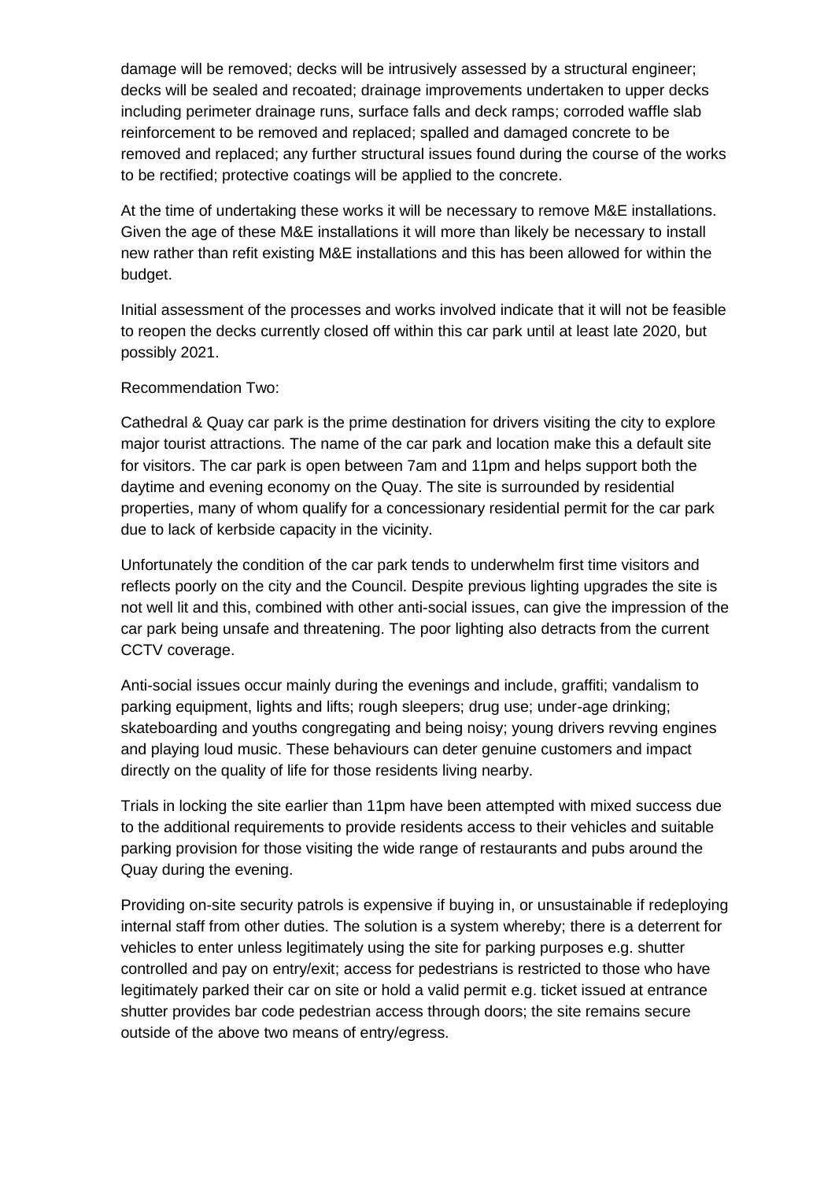damage will be removed; decks will be intrusively assessed by a structural engineer; decks will be sealed and recoated; drainage improvements undertaken to upper decks including perimeter drainage runs, surface falls and deck ramps; corroded waffle slab reinforcement to be removed and replaced; spalled and damaged concrete to be removed and replaced; any further structural issues found during the course of the works to be rectified; protective coatings will be applied to the concrete.

At the time of undertaking these works it will be necessary to remove M&E installations. Given the age of these M&E installations it will more than likely be necessary to install new rather than refit existing M&E installations and this has been allowed for within the budget.

Initial assessment of the processes and works involved indicate that it will not be feasible to reopen the decks currently closed off within this car park until at least late 2020, but possibly 2021.

Recommendation Two:

Cathedral & Quay car park is the prime destination for drivers visiting the city to explore major tourist attractions. The name of the car park and location make this a default site for visitors. The car park is open between 7am and 11pm and helps support both the daytime and evening economy on the Quay. The site is surrounded by residential properties, many of whom qualify for a concessionary residential permit for the car park due to lack of kerbside capacity in the vicinity.

Unfortunately the condition of the car park tends to underwhelm first time visitors and reflects poorly on the city and the Council. Despite previous lighting upgrades the site is not well lit and this, combined with other anti-social issues, can give the impression of the car park being unsafe and threatening. The poor lighting also detracts from the current CCTV coverage.

Anti-social issues occur mainly during the evenings and include, graffiti; vandalism to parking equipment, lights and lifts; rough sleepers; drug use; under-age drinking; skateboarding and youths congregating and being noisy; young drivers revving engines and playing loud music. These behaviours can deter genuine customers and impact directly on the quality of life for those residents living nearby.

Trials in locking the site earlier than 11pm have been attempted with mixed success due to the additional requirements to provide residents access to their vehicles and suitable parking provision for those visiting the wide range of restaurants and pubs around the Quay during the evening.

Providing on-site security patrols is expensive if buying in, or unsustainable if redeploying internal staff from other duties. The solution is a system whereby; there is a deterrent for vehicles to enter unless legitimately using the site for parking purposes e.g. shutter controlled and pay on entry/exit; access for pedestrians is restricted to those who have legitimately parked their car on site or hold a valid permit e.g. ticket issued at entrance shutter provides bar code pedestrian access through doors; the site remains secure outside of the above two means of entry/egress.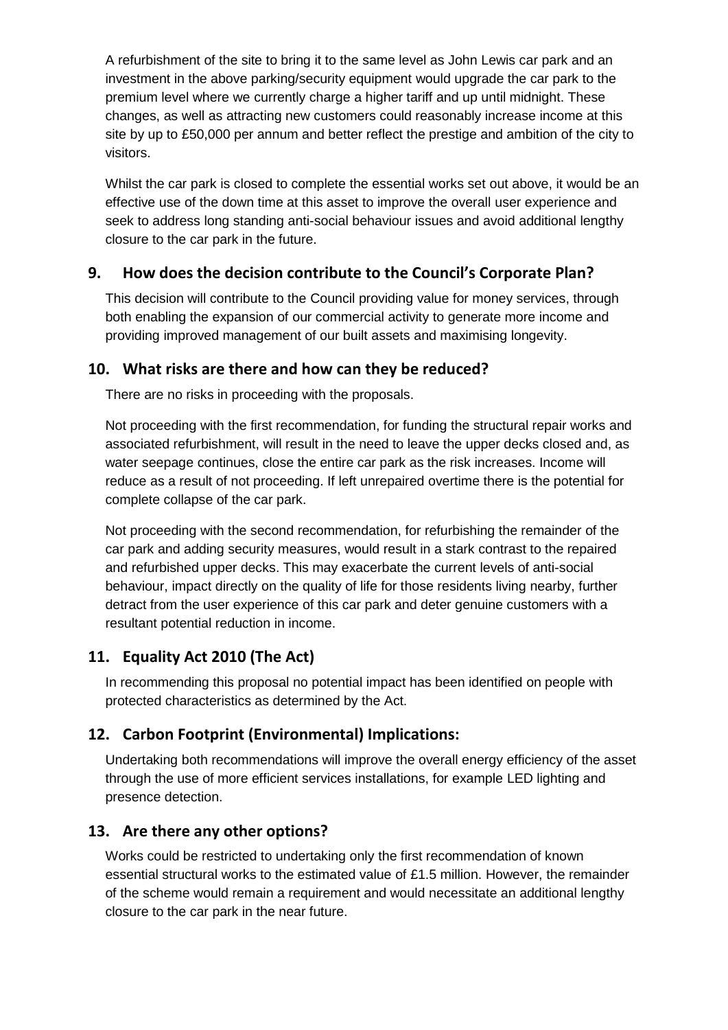A refurbishment of the site to bring it to the same level as John Lewis car park and an investment in the above parking/security equipment would upgrade the car park to the premium level where we currently charge a higher tariff and up until midnight. These changes, as well as attracting new customers could reasonably increase income at this site by up to £50,000 per annum and better reflect the prestige and ambition of the city to visitors.

Whilst the car park is closed to complete the essential works set out above, it would be an effective use of the down time at this asset to improve the overall user experience and seek to address long standing anti-social behaviour issues and avoid additional lengthy closure to the car park in the future.

## 9. How does the decision contribute to the Council's Corporate Plan?

This decision will contribute to the Council providing value for money services, through both enabling the expansion of our commercial activity to generate more income and providing improved management of our built assets and maximising longevity.

## 10. What risks are there and how can they be reduced?

There are no risks in proceeding with the proposals.

Not proceeding with the first recommendation, for funding the structural repair works and associated refurbishment, will result in the need to leave the upper decks closed and, as water seepage continues, close the entire car park as the risk increases. Income will reduce as a result of not proceeding. If left unrepaired overtime there is the potential for complete collapse of the car park.

Not proceeding with the second recommendation, for refurbishing the remainder of the car park and adding security measures, would result in a stark contrast to the repaired and refurbished upper decks. This may exacerbate the current levels of anti-social behaviour, impact directly on the quality of life for those residents living nearby, further detract from the user experience of this car park and deter genuine customers with a resultant potential reduction in income.

## 11. Equality Act 2010 (The Act)

In recommending this proposal no potential impact has been identified on people with protected characteristics as determined by the Act.

## 12. Carbon Footprint (Environmental) Implications:

Undertaking both recommendations will improve the overall energy efficiency of the asset through the use of more efficient services installations, for example LED lighting and presence detection.

## 13. Are there any other options?

Works could be restricted to undertaking only the first recommendation of known essential structural works to the estimated value of £1.5 million. However, the remainder of the scheme would remain a requirement and would necessitate an additional lengthy closure to the car park in the near future.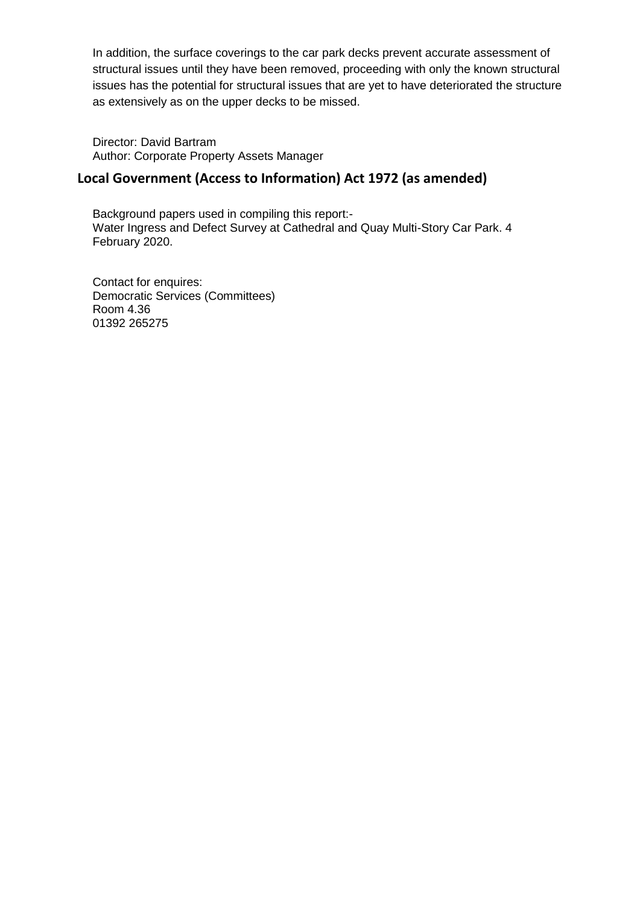In addition, the surface coverings to the car park decks prevent accurate assessment of structural issues until they have been removed, proceeding with only the known structural issues has the potential for structural issues that are yet to have deteriorated the structure as extensively as on the upper decks to be missed.

Director: David Bartram
Author: Corporate Property Assets Manager

## Local Government (Access to Information) Act 1972 (as amended)

Background papers used in compiling this report:-
Water Ingress and Defect Survey at Cathedral and Quay Multi-Story Car Park. 4 February 2020.

Contact for enquires:
Democratic Services (Committees)
Room 4.36
01392 265275